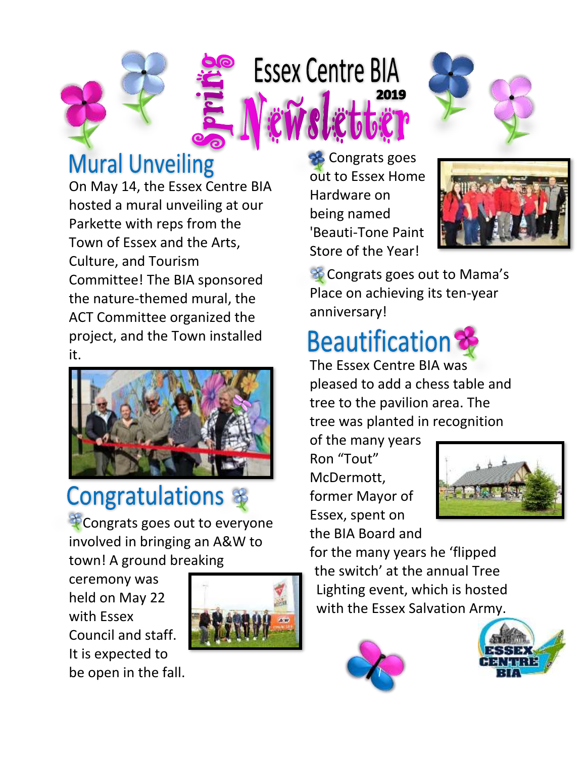# Essex Centre BIA Spring Newsletter 2019

## Mural Unveiling

On May 14, the Essex Centre BIA hosted a mural unveiling at our Parkette with reps from the Town of Essex and the Arts, Culture, and Tourism Committee! The BIA sponsored the nature-themed mural, the ACT Committee organized the project, and the Town installed it.

## Congratulations

Congrats goes out to everyone involved in bringing an A&W to town! A ground breaking ceremony was held on May 22 with Essex Council and staff. It is expected to be open in the fall.

Congrats goes out to Essex Home Hardware on being named 'Beauti-Tone Paint Store of the Year!

Congrats goes out to Mama's Place on achieving its ten-year anniversary!

## Beautification

The Essex Centre BIA was pleased to add a chess table and tree to the pavilion area. The tree was planted in recognition of the many years Ron "Tout" McDermott, former Mayor of Essex, spent on the BIA Board and for the many years he 'flipped the switch' at the annual Tree Lighting event, which is hosted with the Essex Salvation Army.

ESSEX CENTRE BIA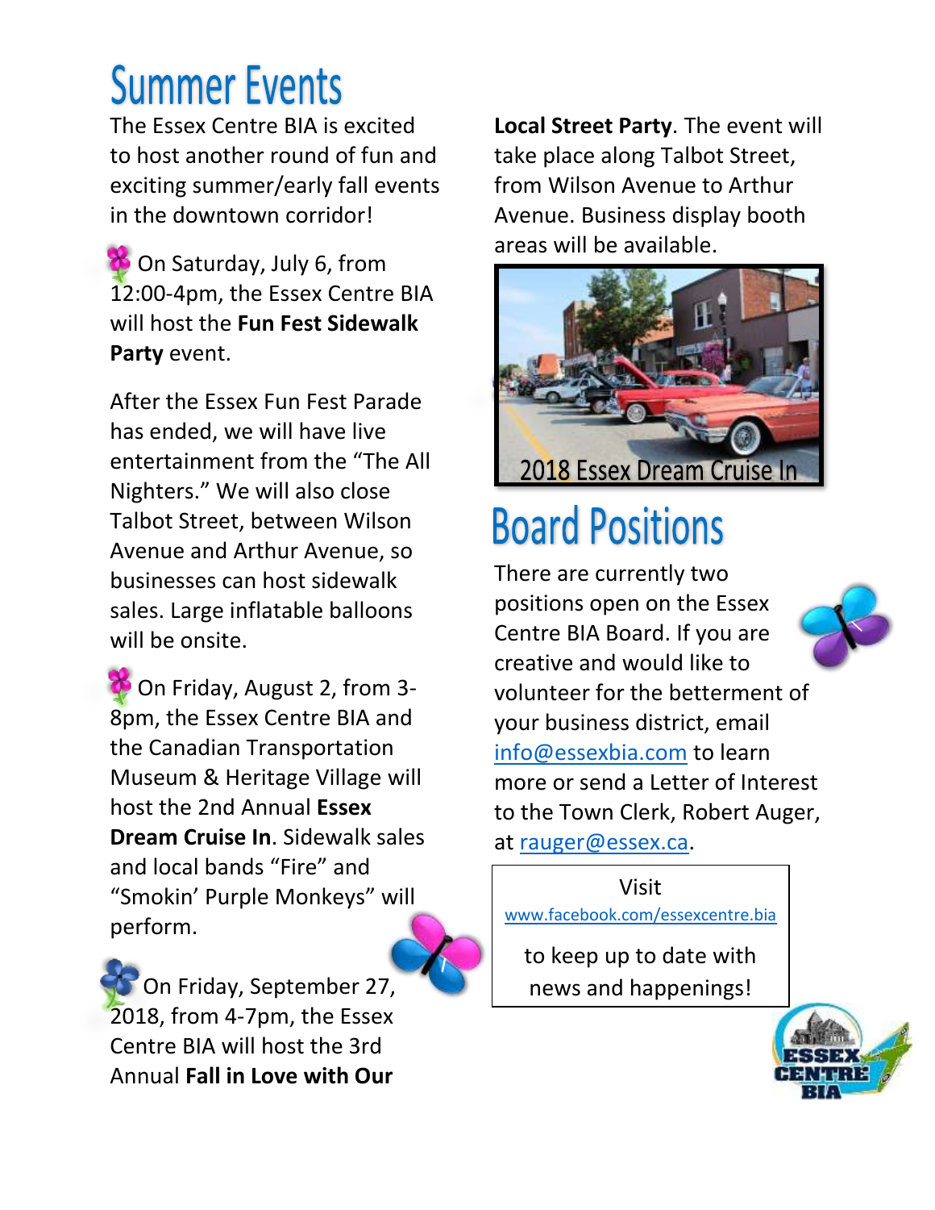# Summer Events

The Essex Centre BIA is excited to host another round of fun and exciting summer/early fall events in the downtown corridor!

On Saturday, July 6, from 12:00-4pm, the Essex Centre BIA will host the **Fun Fest Sidewalk Party** event.

After the Essex Fun Fest Parade has ended, we will have live entertainment from the "The All Nighters." We will also close Talbot Street, between Wilson Avenue and Arthur Avenue, so businesses can host sidewalk sales. Large inflatable balloons will be onsite.

On Friday, August 2, from 3-8pm, the Essex Centre BIA and the Canadian Transportation Museum & Heritage Village will host the 2nd Annual **Essex Dream Cruise In**. Sidewalk sales and local bands "Fire" and "Smokin' Purple Monkeys" will perform.

On Friday, September 27, 2018, from 4-7pm, the Essex Centre BIA will host the 3rd Annual **Fall in Love with Our Local Street Party**. The event will take place along Talbot Street, from Wilson Avenue to Arthur Avenue. Business display booth areas will be available.

2018 Essex Dream Cruise In

# Board Positions

There are currently two positions open on the Essex Centre BIA Board. If you are creative and would like to volunteer for the betterment of your business district, email info@essexbia.com to learn more or send a Letter of Interest to the Town Clerk, Robert Auger, at rauger@essex.ca.

Visit www.facebook.com/essexcentre.bia to keep up to date with news and happenings!

ESSEX CENTRE BIA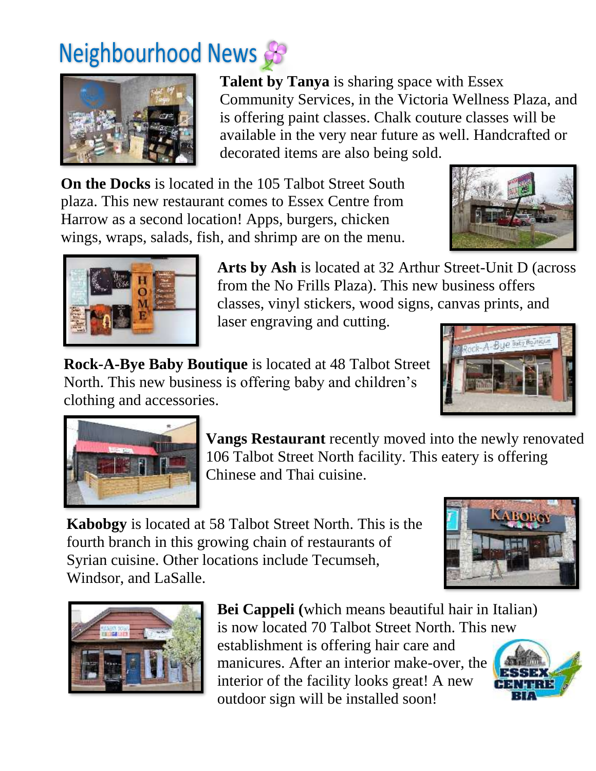# Neighbourhood News

**Talent by Tanya** is sharing space with Essex Community Services, in the Victoria Wellness Plaza, and is offering paint classes. Chalk couture classes will be available in the very near future as well. Handcrafted or decorated items are also being sold.

**On the Docks** is located in the 105 Talbot Street South plaza. This new restaurant comes to Essex Centre from Harrow as a second location! Apps, burgers, chicken wings, wraps, salads, fish, and shrimp are on the menu.

**Arts by Ash** is located at 32 Arthur Street-Unit D (across from the No Frills Plaza). This new business offers classes, vinyl stickers, wood signs, canvas prints, and laser engraving and cutting.

**Rock-A-Bye Baby Boutique** is located at 48 Talbot Street North. This new business is offering baby and children's clothing and accessories.

**Vangs Restaurant** recently moved into the newly renovated 106 Talbot Street North facility. This eatery is offering Chinese and Thai cuisine.

**Kabobgy** is located at 58 Talbot Street North. This is the fourth branch in this growing chain of restaurants of Syrian cuisine. Other locations include Tecumseh, Windsor, and LaSalle.

**Bei Cappeli (**which means beautiful hair in Italian) is now located 70 Talbot Street North. This new establishment is offering hair care and manicures. After an interior make-over, the interior of the facility looks great! A new outdoor sign will be installed soon!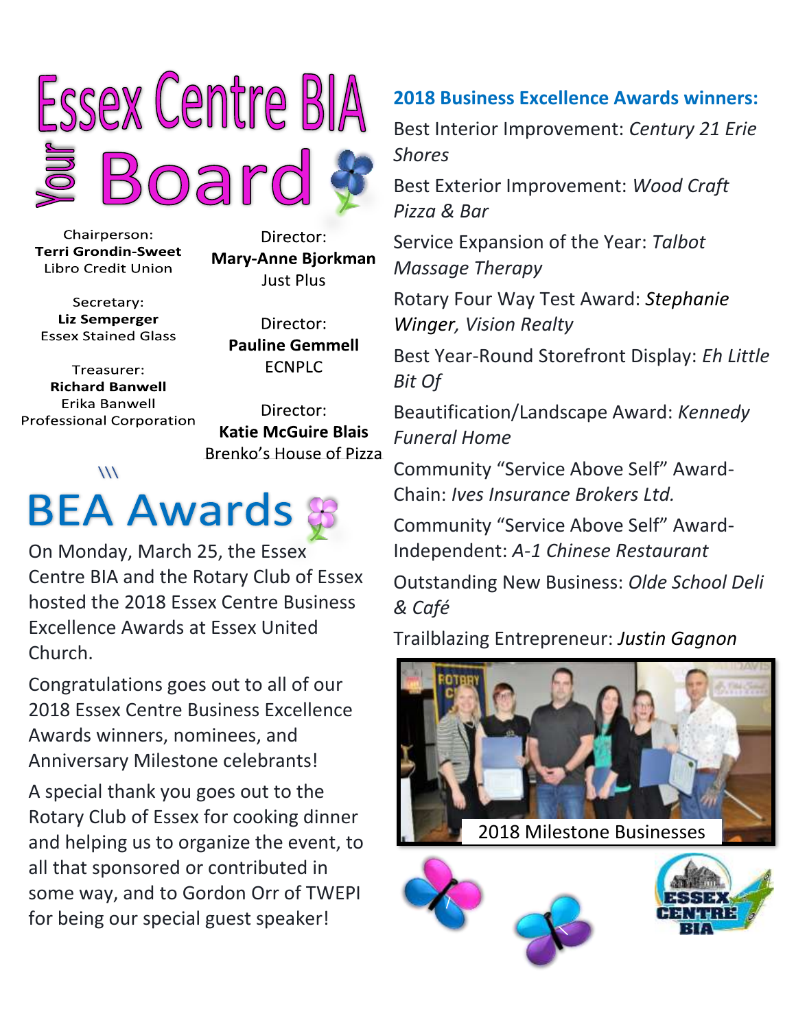# Essex Centre BIA Your Board

Chairperson:
**Terri Grondin-Sweet**
Libro Credit Union

Secretary:
**Liz Semperger**
Essex Stained Glass

Treasurer:
**Richard Banwell**
Erika Banwell Professional Corporation

Director:
**Mary-Anne Bjorkman**
Just Plus

Director:
**Pauline Gemmell**
ECNPLC

Director:
**Katie McGuire Blais**
Brenko's House of Pizza

## BEA Awards

On Monday, March 25, the Essex Centre BIA and the Rotary Club of Essex hosted the 2018 Essex Centre Business Excellence Awards at Essex United Church.

Congratulations goes out to all of our 2018 Essex Centre Business Excellence Awards winners, nominees, and Anniversary Milestone celebrants!

A special thank you goes out to the Rotary Club of Essex for cooking dinner and helping us to organize the event, to all that sponsored or contributed in some way, and to Gordon Orr of TWEPI for being our special guest speaker!

### 2018 Business Excellence Awards winners:

Best Interior Improvement: *Century 21 Erie Shores*

Best Exterior Improvement: *Wood Craft Pizza & Bar*

Service Expansion of the Year: *Talbot Massage Therapy*

Rotary Four Way Test Award: *Stephanie Winger, Vision Realty*

Best Year-Round Storefront Display: *Eh Little Bit Of*

Beautification/Landscape Award: *Kennedy Funeral Home*

Community "Service Above Self" Award-Chain: *Ives Insurance Brokers Ltd.*

Community "Service Above Self" Award-Independent: *A-1 Chinese Restaurant*

Outstanding New Business: *Olde School Deli & Café*

Trailblazing Entrepreneur: *Justin Gagnon*

2018 Milestone Businesses